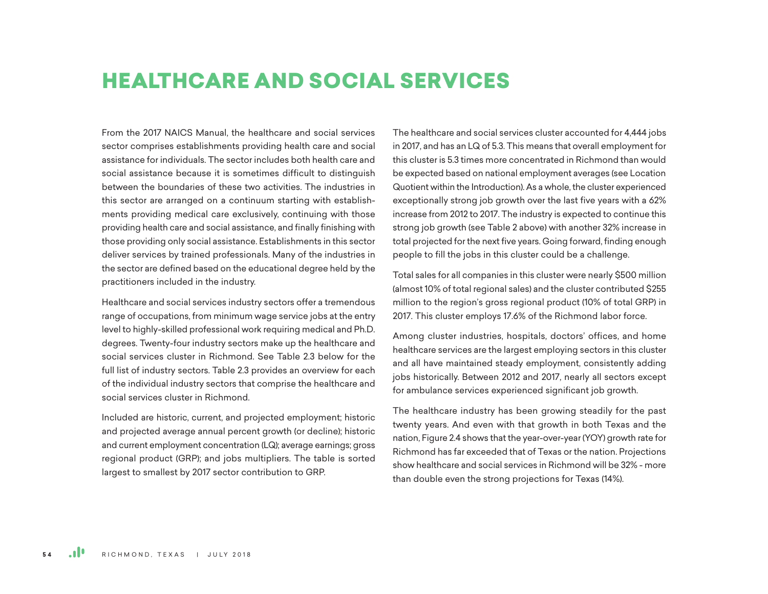# HEALTHCARE AND SOCIAL SERVICES

From the 2017 NAICS Manual, the healthcare and social services sector comprises establishments providing health care and social assistance for individuals. The sector includes both health care and social assistance because it is sometimes difficult to distinguish between the boundaries of these two activities. The industries in this sector are arranged on a continuum starting with establishments providing medical care exclusively, continuing with those providing health care and social assistance, and finally finishing with those providing only social assistance. Establishments in this sector deliver services by trained professionals. Many of the industries in the sector are defined based on the educational degree held by the practitioners included in the industry.

Healthcare and social services industry sectors offer a tremendous range of occupations, from minimum wage service jobs at the entry level to highly-skilled professional work requiring medical and Ph.D. degrees. Twenty-four industry sectors make up the healthcare and social services cluster in Richmond. See Table 2.3 below for the full list of industry sectors. Table 2.3 provides an overview for each of the individual industry sectors that comprise the healthcare and social services cluster in Richmond.

Included are historic, current, and projected employment; historic and projected average annual percent growth (or decline); historic and current employment concentration (LQ); average earnings; gross regional product (GRP); and jobs multipliers. The table is sorted largest to smallest by 2017 sector contribution to GRP.

The healthcare and social services cluster accounted for 4,444 jobs in 2017, and has an LQ of 5.3. This means that overall employment for this cluster is 5.3 times more concentrated in Richmond than would be expected based on national employment averages (see Location Quotient within the Introduction). As a whole, the cluster experienced exceptionally strong job growth over the last five years with a 62% increase from 2012 to 2017. The industry is expected to continue this strong job growth (see Table 2 above) with another 32% increase in total projected for the next five years. Going forward, finding enough people to fill the jobs in this cluster could be a challenge.

Total sales for all companies in this cluster were nearly $500 million (almost 10% of total regional sales) and the cluster contributed $255 million to the region's gross regional product (10% of total GRP) in 2017. This cluster employs 17.6% of the Richmond labor force.

Among cluster industries, hospitals, doctors' offices, and home healthcare services are the largest employing sectors in this cluster and all have maintained steady employment, consistently adding jobs historically. Between 2012 and 2017, nearly all sectors except for ambulance services experienced significant job growth.

The healthcare industry has been growing steadily for the past twenty years. And even with that growth in both Texas and the nation, Figure 2.4 shows that the year-over-year (YOY) growth rate for Richmond has far exceeded that of Texas or the nation. Projections show healthcare and social services in Richmond will be 32% - more than double even the strong projections for Texas (14%).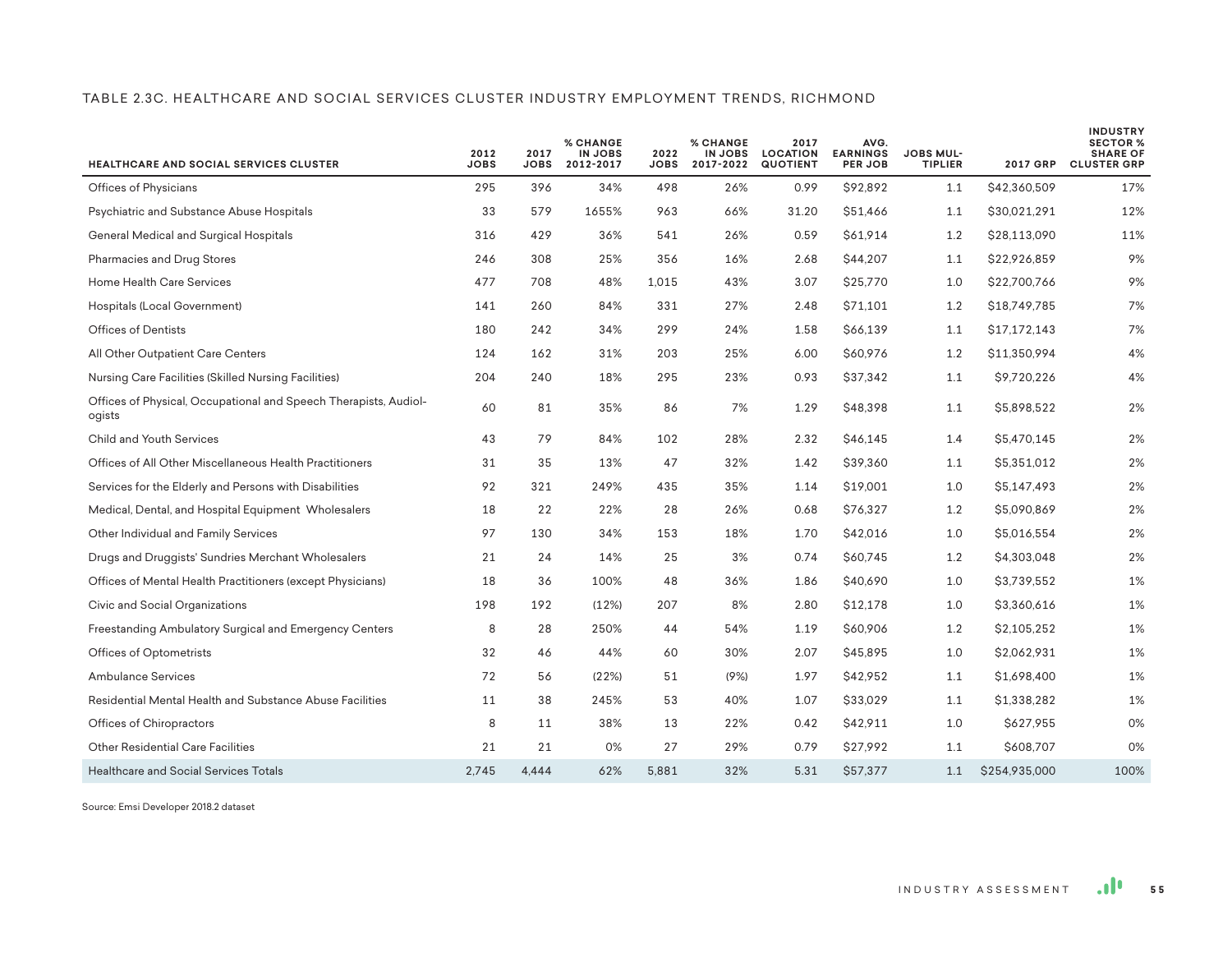TABLE 2.3C. HEALTHCARE AND SOCIAL SERVICES CLUSTER INDUSTRY EMPLOYMENT TRENDS, RICHMOND

| HEALTHCARE AND SOCIAL SERVICES CLUSTER | 2012 JOBS | 2017 JOBS | % CHANGE IN JOBS 2012-2017 | 2022 JOBS | % CHANGE IN JOBS 2017-2022 | 2017 LOCATION QUOTIENT | AVG. EARNINGS PER JOB | JOBS MULTIPLIER | 2017 GRP | INDUSTRY SECTOR % SHARE OF CLUSTER GRP |
|---|---|---|---|---|---|---|---|---|---|---|
| Offices of Physicians | 295 | 396 | 34% | 498 | 26% | 0.99 | $92,892 | 1.1 | $42,360,509 | 17% |
| Psychiatric and Substance Abuse Hospitals | 33 | 579 | 1655% | 963 | 66% | 31.20 | $51,466 | 1.1 | $30,021,291 | 12% |
| General Medical and Surgical Hospitals | 316 | 429 | 36% | 541 | 26% | 0.59 | $61,914 | 1.2 | $28,113,090 | 11% |
| Pharmacies and Drug Stores | 246 | 308 | 25% | 356 | 16% | 2.68 | $44,207 | 1.1 | $22,926,859 | 9% |
| Home Health Care Services | 477 | 708 | 48% | 1,015 | 43% | 3.07 | $25,770 | 1.0 | $22,700,766 | 9% |
| Hospitals (Local Government) | 141 | 260 | 84% | 331 | 27% | 2.48 | $71,101 | 1.2 | $18,749,785 | 7% |
| Offices of Dentists | 180 | 242 | 34% | 299 | 24% | 1.58 | $66,139 | 1.1 | $17,172,143 | 7% |
| All Other Outpatient Care Centers | 124 | 162 | 31% | 203 | 25% | 6.00 | $60,976 | 1.2 | $11,350,994 | 4% |
| Nursing Care Facilities (Skilled Nursing Facilities) | 204 | 240 | 18% | 295 | 23% | 0.93 | $37,342 | 1.1 | $9,720,226 | 4% |
| Offices of Physical, Occupational and Speech Therapists, Audiologists | 60 | 81 | 35% | 86 | 7% | 1.29 | $48,398 | 1.1 | $5,898,522 | 2% |
| Child and Youth Services | 43 | 79 | 84% | 102 | 28% | 2.32 | $46,145 | 1.4 | $5,470,145 | 2% |
| Offices of All Other Miscellaneous Health Practitioners | 31 | 35 | 13% | 47 | 32% | 1.42 | $39,360 | 1.1 | $5,351,012 | 2% |
| Services for the Elderly and Persons with Disabilities | 92 | 321 | 249% | 435 | 35% | 1.14 | $19,001 | 1.0 | $5,147,493 | 2% |
| Medical, Dental, and Hospital Equipment Wholesalers | 18 | 22 | 22% | 28 | 26% | 0.68 | $76,327 | 1.2 | $5,090,869 | 2% |
| Other Individual and Family Services | 97 | 130 | 34% | 153 | 18% | 1.70 | $42,016 | 1.0 | $5,016,554 | 2% |
| Drugs and Druggists' Sundries Merchant Wholesalers | 21 | 24 | 14% | 25 | 3% | 0.74 | $60,745 | 1.2 | $4,303,048 | 2% |
| Offices of Mental Health Practitioners (except Physicians) | 18 | 36 | 100% | 48 | 36% | 1.86 | $40,690 | 1.0 | $3,739,552 | 1% |
| Civic and Social Organizations | 198 | 192 | (12%) | 207 | 8% | 2.80 | $12,178 | 1.0 | $3,360,616 | 1% |
| Freestanding Ambulatory Surgical and Emergency Centers | 8 | 28 | 250% | 44 | 54% | 1.19 | $60,906 | 1.2 | $2,105,252 | 1% |
| Offices of Optometrists | 32 | 46 | 44% | 60 | 30% | 2.07 | $45,895 | 1.0 | $2,062,931 | 1% |
| Ambulance Services | 72 | 56 | (22%) | 51 | (9%) | 1.97 | $42,952 | 1.1 | $1,698,400 | 1% |
| Residential Mental Health and Substance Abuse Facilities | 11 | 38 | 245% | 53 | 40% | 1.07 | $33,029 | 1.1 | $1,338,282 | 1% |
| Offices of Chiropractors | 8 | 11 | 38% | 13 | 22% | 0.42 | $42,911 | 1.0 | $627,955 | 0% |
| Other Residential Care Facilities | 21 | 21 | 0% | 27 | 29% | 0.79 | $27,992 | 1.1 | $608,707 | 0% |
| Healthcare and Social Services Totals | 2,745 | 4,444 | 62% | 5,881 | 32% | 5.31 | $57,377 | 1.1 | $254,935,000 | 100% |

Source: Emsi Developer 2018.2 dataset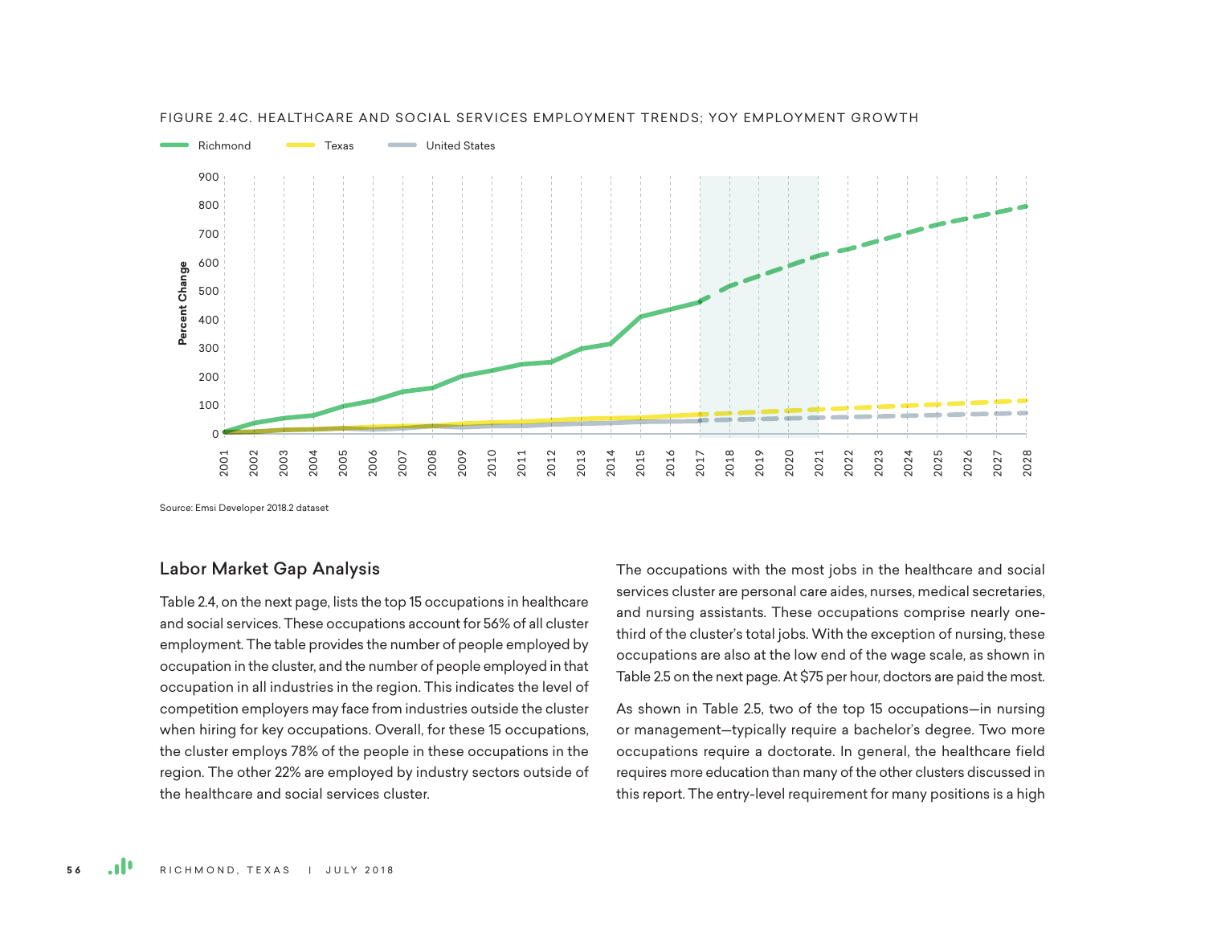FIGURE 2.4C. HEALTHCARE AND SOCIAL SERVICES EMPLOYMENT TRENDS; YOY EMPLOYMENT GROWTH

Source: Emsi Developer 2018.2 dataset

## Labor Market Gap Analysis

Table 2.4, on the next page, lists the top 15 occupations in healthcare and social services. These occupations account for 56% of all cluster employment. The table provides the number of people employed by occupation in the cluster, and the number of people employed in that occupation in all industries in the region. This indicates the level of competition employers may face from industries outside the cluster when hiring for key occupations. Overall, for these 15 occupations, the cluster employs 78% of the people in these occupations in the region. The other 22% are employed by industry sectors outside of the healthcare and social services cluster.

The occupations with the most jobs in the healthcare and social services cluster are personal care aides, nurses, medical secretaries, and nursing assistants. These occupations comprise nearly one-third of the cluster's total jobs. With the exception of nursing, these occupations are also at the low end of the wage scale, as shown in Table 2.5 on the next page. At $75 per hour, doctors are paid the most.

As shown in Table 2.5, two of the top 15 occupations—in nursing or management—typically require a bachelor's degree. Two more occupations require a doctorate. In general, the healthcare field requires more education than many of the other clusters discussed in this report. The entry-level requirement for many positions is a high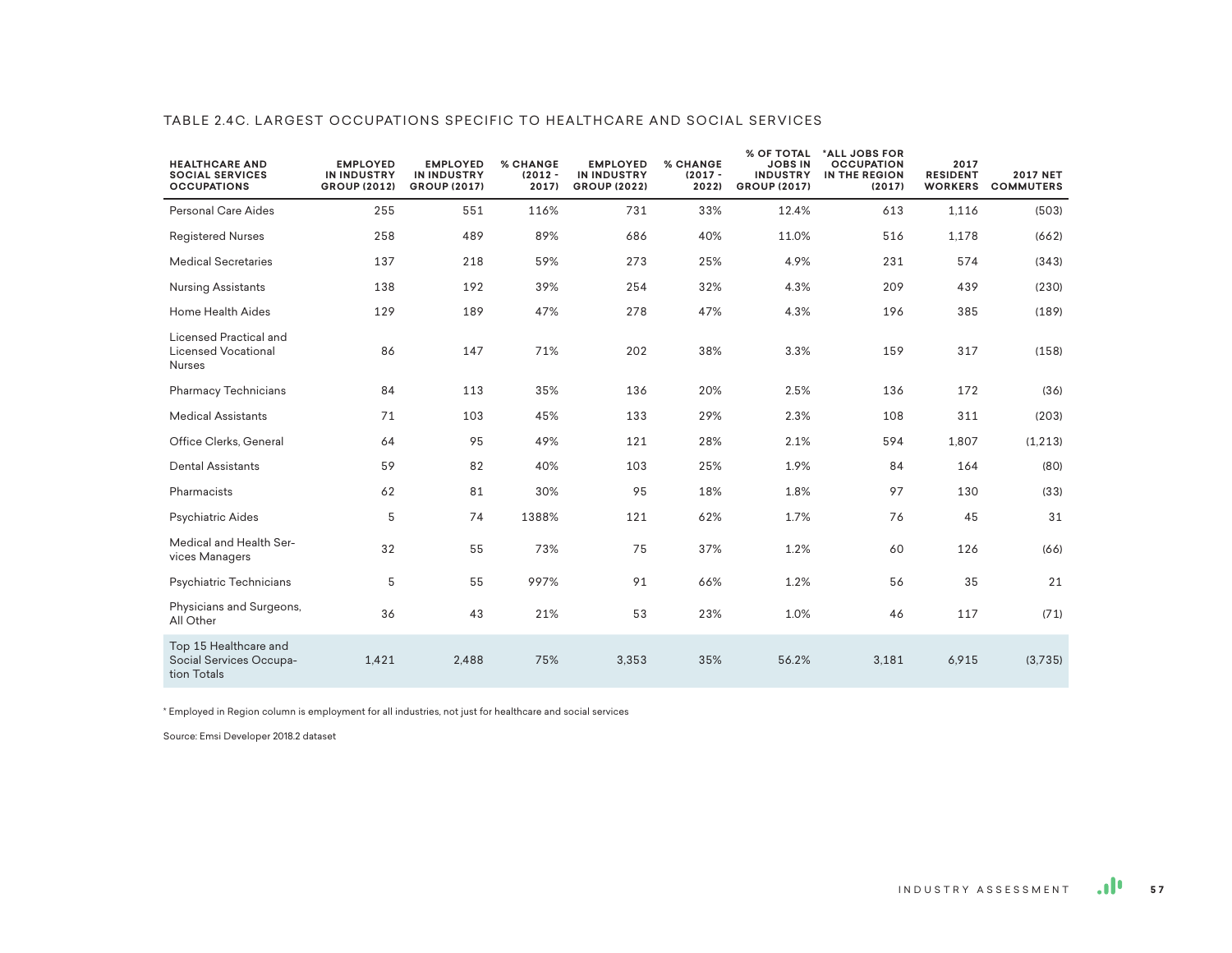### TABLE 2.4C. LARGEST OCCUPATIONS SPECIFIC TO HEALTHCARE AND SOCIAL SERVICES

| HEALTHCARE AND SOCIAL SERVICES OCCUPATIONS | EMPLOYED IN INDUSTRY GROUP (2012) | EMPLOYED IN INDUSTRY GROUP (2017) | % CHANGE (2012 - 2017) | EMPLOYED IN INDUSTRY GROUP (2022) | % CHANGE (2017 - 2022) | % OF TOTAL JOBS IN INDUSTRY GROUP (2017) | *ALL JOBS FOR OCCUPATION IN THE REGION (2017) | 2017 RESIDENT WORKERS | 2017 NET COMMUTERS |
|---|---|---|---|---|---|---|---|---|---|
| Personal Care Aides | 255 | 551 | 116% | 731 | 33% | 12.4% | 613 | 1,116 | (503) |
| Registered Nurses | 258 | 489 | 89% | 686 | 40% | 11.0% | 516 | 1,178 | (662) |
| Medical Secretaries | 137 | 218 | 59% | 273 | 25% | 4.9% | 231 | 574 | (343) |
| Nursing Assistants | 138 | 192 | 39% | 254 | 32% | 4.3% | 209 | 439 | (230) |
| Home Health Aides | 129 | 189 | 47% | 278 | 47% | 4.3% | 196 | 385 | (189) |
| Licensed Practical and Licensed Vocational Nurses | 86 | 147 | 71% | 202 | 38% | 3.3% | 159 | 317 | (158) |
| Pharmacy Technicians | 84 | 113 | 35% | 136 | 20% | 2.5% | 136 | 172 | (36) |
| Medical Assistants | 71 | 103 | 45% | 133 | 29% | 2.3% | 108 | 311 | (203) |
| Office Clerks, General | 64 | 95 | 49% | 121 | 28% | 2.1% | 594 | 1,807 | (1,213) |
| Dental Assistants | 59 | 82 | 40% | 103 | 25% | 1.9% | 84 | 164 | (80) |
| Pharmacists | 62 | 81 | 30% | 95 | 18% | 1.8% | 97 | 130 | (33) |
| Psychiatric Aides | 5 | 74 | 1388% | 121 | 62% | 1.7% | 76 | 45 | 31 |
| Medical and Health Services Managers | 32 | 55 | 73% | 75 | 37% | 1.2% | 60 | 126 | (66) |
| Psychiatric Technicians | 5 | 55 | 997% | 91 | 66% | 1.2% | 56 | 35 | 21 |
| Physicians and Surgeons, All Other | 36 | 43 | 21% | 53 | 23% | 1.0% | 46 | 117 | (71) |
| Top 15 Healthcare and Social Services Occupation Totals | 1,421 | 2,488 | 75% | 3,353 | 35% | 56.2% | 3,181 | 6,915 | (3,735) |

* Employed in Region column is employment for all industries, not just for healthcare and social services

Source: Emsi Developer 2018.2 dataset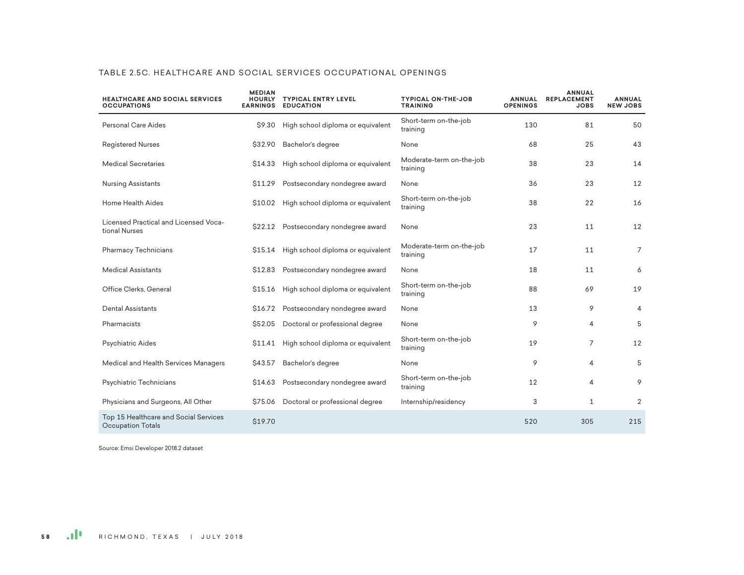TABLE 2.5C. HEALTHCARE AND SOCIAL SERVICES OCCUPATIONAL OPENINGS

| HEALTHCARE AND SOCIAL SERVICES OCCUPATIONS | MEDIAN HOURLY EARNINGS | TYPICAL ENTRY LEVEL EDUCATION | TYPICAL ON-THE-JOB TRAINING | ANNUAL OPENINGS | ANNUAL REPLACEMENT JOBS | ANNUAL NEW JOBS |
|---|---|---|---|---|---|---|
| Personal Care Aides | $9.30 | High school diploma or equivalent | Short-term on-the-job training | 130 | 81 | 50 |
| Registered Nurses | $32.90 | Bachelor's degree | None | 68 | 25 | 43 |
| Medical Secretaries | $14.33 | High school diploma or equivalent | Moderate-term on-the-job training | 38 | 23 | 14 |
| Nursing Assistants | $11.29 | Postsecondary nondegree award | None | 36 | 23 | 12 |
| Home Health Aides | $10.02 | High school diploma or equivalent | Short-term on-the-job training | 38 | 22 | 16 |
| Licensed Practical and Licensed Vocational Nurses | $22.12 | Postsecondary nondegree award | None | 23 | 11 | 12 |
| Pharmacy Technicians | $15.14 | High school diploma or equivalent | Moderate-term on-the-job training | 17 | 11 | 7 |
| Medical Assistants | $12.83 | Postsecondary nondegree award | None | 18 | 11 | 6 |
| Office Clerks, General | $15.16 | High school diploma or equivalent | Short-term on-the-job training | 88 | 69 | 19 |
| Dental Assistants | $16.72 | Postsecondary nondegree award | None | 13 | 9 | 4 |
| Pharmacists | $52.05 | Doctoral or professional degree | None | 9 | 4 | 5 |
| Psychiatric Aides | $11.41 | High school diploma or equivalent | Short-term on-the-job training | 19 | 7 | 12 |
| Medical and Health Services Managers | $43.57 | Bachelor's degree | None | 9 | 4 | 5 |
| Psychiatric Technicians | $14.63 | Postsecondary nondegree award | Short-term on-the-job training | 12 | 4 | 9 |
| Physicians and Surgeons, All Other | $75.06 | Doctoral or professional degree | Internship/residency | 3 | 1 | 2 |
| Top 15 Healthcare and Social Services Occupation Totals | $19.70 | | | 520 | 305 | 215 |

Source: Emsi Developer 2018.2 dataset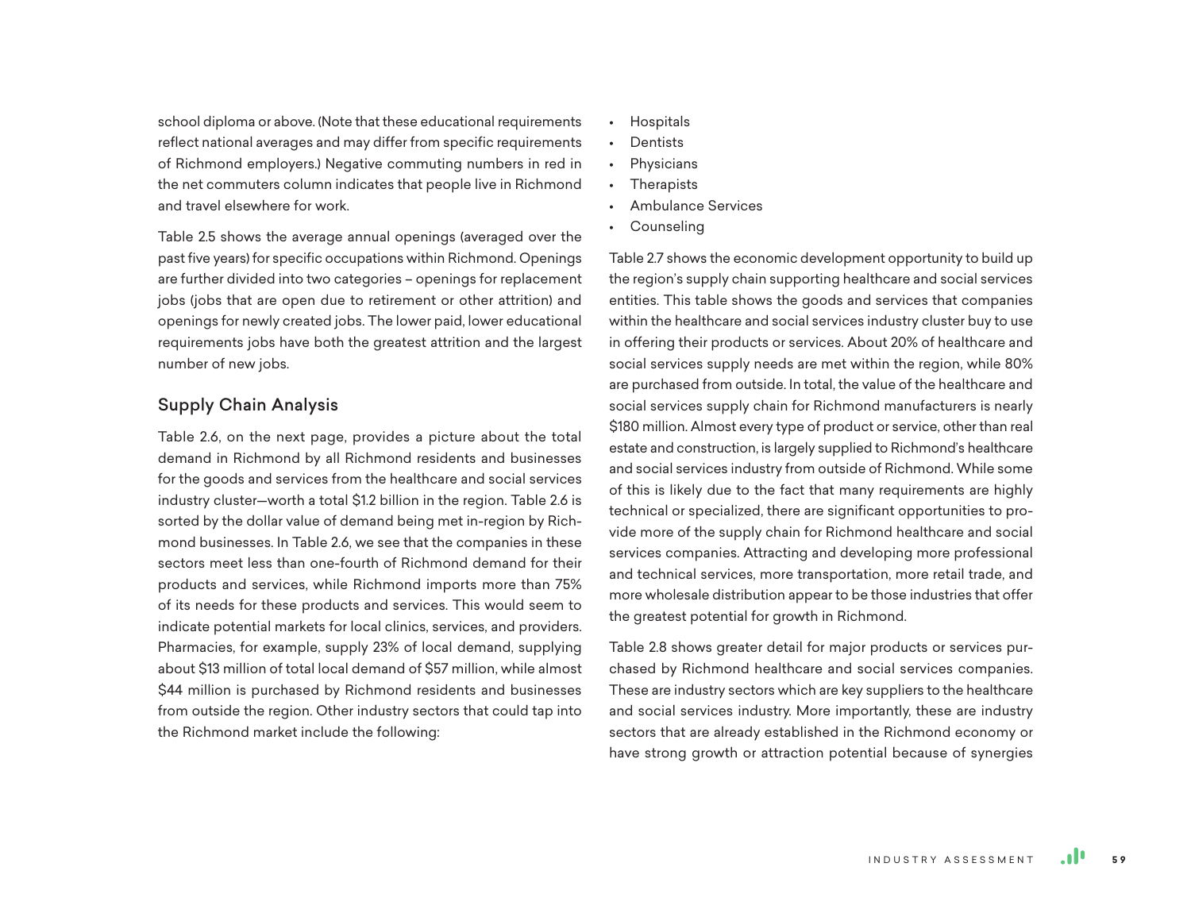school diploma or above. (Note that these educational requirements reflect national averages and may differ from specific requirements of Richmond employers.) Negative commuting numbers in red in the net commuters column indicates that people live in Richmond and travel elsewhere for work.

Table 2.5 shows the average annual openings (averaged over the past five years) for specific occupations within Richmond. Openings are further divided into two categories – openings for replacement jobs (jobs that are open due to retirement or other attrition) and openings for newly created jobs. The lower paid, lower educational requirements jobs have both the greatest attrition and the largest number of new jobs.

## Supply Chain Analysis

Table 2.6, on the next page, provides a picture about the total demand in Richmond by all Richmond residents and businesses for the goods and services from the healthcare and social services industry cluster—worth a total $1.2 billion in the region. Table 2.6 is sorted by the dollar value of demand being met in-region by Richmond businesses. In Table 2.6, we see that the companies in these sectors meet less than one-fourth of Richmond demand for their products and services, while Richmond imports more than 75% of its needs for these products and services. This would seem to indicate potential markets for local clinics, services, and providers. Pharmacies, for example, supply 23% of local demand, supplying about $13 million of total local demand of $57 million, while almost $44 million is purchased by Richmond residents and businesses from outside the region. Other industry sectors that could tap into the Richmond market include the following:

- Hospitals
- Dentists
- Physicians
- Therapists
- Ambulance Services
- Counseling

Table 2.7 shows the economic development opportunity to build up the region's supply chain supporting healthcare and social services entities. This table shows the goods and services that companies within the healthcare and social services industry cluster buy to use in offering their products or services. About 20% of healthcare and social services supply needs are met within the region, while 80% are purchased from outside. In total, the value of the healthcare and social services supply chain for Richmond manufacturers is nearly $180 million. Almost every type of product or service, other than real estate and construction, is largely supplied to Richmond's healthcare and social services industry from outside of Richmond. While some of this is likely due to the fact that many requirements are highly technical or specialized, there are significant opportunities to provide more of the supply chain for Richmond healthcare and social services companies. Attracting and developing more professional and technical services, more transportation, more retail trade, and more wholesale distribution appear to be those industries that offer the greatest potential for growth in Richmond.

Table 2.8 shows greater detail for major products or services purchased by Richmond healthcare and social services companies. These are industry sectors which are key suppliers to the healthcare and social services industry. More importantly, these are industry sectors that are already established in the Richmond economy or have strong growth or attraction potential because of synergies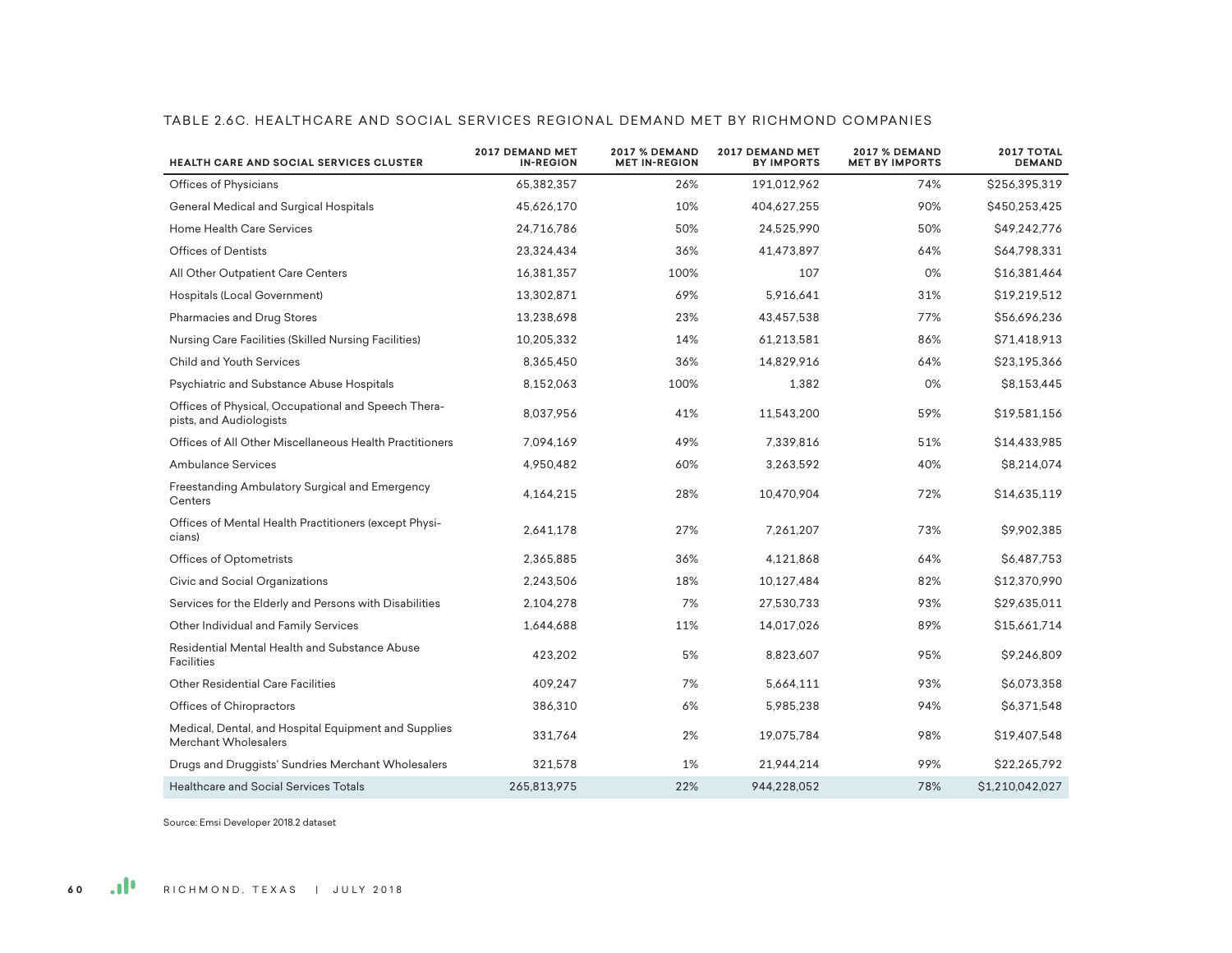TABLE 2.6C. HEALTHCARE AND SOCIAL SERVICES REGIONAL DEMAND MET BY RICHMOND COMPANIES

| HEALTH CARE AND SOCIAL SERVICES CLUSTER | 2017 DEMAND MET IN-REGION | 2017 % DEMAND MET IN-REGION | 2017 DEMAND MET BY IMPORTS | 2017 % DEMAND MET BY IMPORTS | 2017 TOTAL DEMAND |
|---|---|---|---|---|---|
| Offices of Physicians | 65,382,357 | 26% | 191,012,962 | 74% | $256,395,319 |
| General Medical and Surgical Hospitals | 45,626,170 | 10% | 404,627,255 | 90% | $450,253,425 |
| Home Health Care Services | 24,716,786 | 50% | 24,525,990 | 50% | $49,242,776 |
| Offices of Dentists | 23,324,434 | 36% | 41,473,897 | 64% | $64,798,331 |
| All Other Outpatient Care Centers | 16,381,357 | 100% | 107 | 0% | $16,381,464 |
| Hospitals (Local Government) | 13,302,871 | 69% | 5,916,641 | 31% | $19,219,512 |
| Pharmacies and Drug Stores | 13,238,698 | 23% | 43,457,538 | 77% | $56,696,236 |
| Nursing Care Facilities (Skilled Nursing Facilities) | 10,205,332 | 14% | 61,213,581 | 86% | $71,418,913 |
| Child and Youth Services | 8,365,450 | 36% | 14,829,916 | 64% | $23,195,366 |
| Psychiatric and Substance Abuse Hospitals | 8,152,063 | 100% | 1,382 | 0% | $8,153,445 |
| Offices of Physical, Occupational and Speech Therapists, and Audiologists | 8,037,956 | 41% | 11,543,200 | 59% | $19,581,156 |
| Offices of All Other Miscellaneous Health Practitioners | 7,094,169 | 49% | 7,339,816 | 51% | $14,433,985 |
| Ambulance Services | 4,950,482 | 60% | 3,263,592 | 40% | $8,214,074 |
| Freestanding Ambulatory Surgical and Emergency Centers | 4,164,215 | 28% | 10,470,904 | 72% | $14,635,119 |
| Offices of Mental Health Practitioners (except Physicians) | 2,641,178 | 27% | 7,261,207 | 73% | $9,902,385 |
| Offices of Optometrists | 2,365,885 | 36% | 4,121,868 | 64% | $6,487,753 |
| Civic and Social Organizations | 2,243,506 | 18% | 10,127,484 | 82% | $12,370,990 |
| Services for the Elderly and Persons with Disabilities | 2,104,278 | 7% | 27,530,733 | 93% | $29,635,011 |
| Other Individual and Family Services | 1,644,688 | 11% | 14,017,026 | 89% | $15,661,714 |
| Residential Mental Health and Substance Abuse Facilities | 423,202 | 5% | 8,823,607 | 95% | $9,246,809 |
| Other Residential Care Facilities | 409,247 | 7% | 5,664,111 | 93% | $6,073,358 |
| Offices of Chiropractors | 386,310 | 6% | 5,985,238 | 94% | $6,371,548 |
| Medical, Dental, and Hospital Equipment and Supplies Merchant Wholesalers | 331,764 | 2% | 19,075,784 | 98% | $19,407,548 |
| Drugs and Druggists' Sundries Merchant Wholesalers | 321,578 | 1% | 21,944,214 | 99% | $22,265,792 |
| Healthcare and Social Services Totals | 265,813,975 | 22% | 944,228,052 | 78% | $1,210,042,027 |

Source: Emsi Developer 2018.2 dataset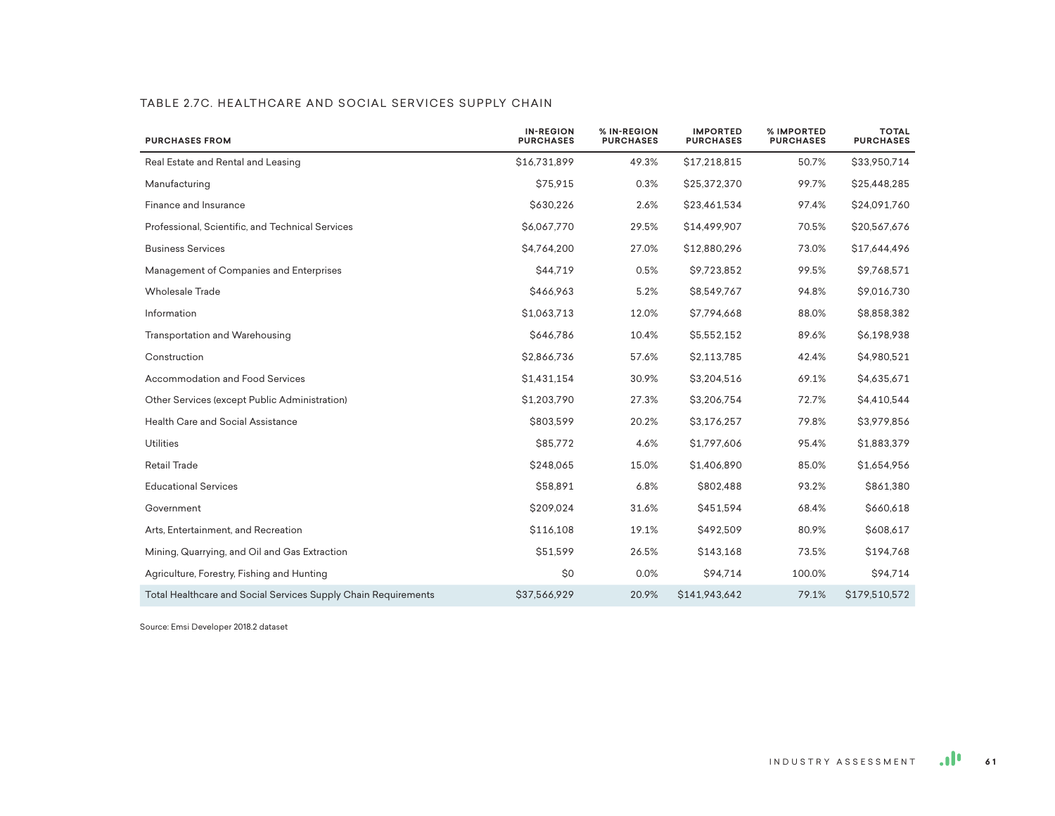TABLE 2.7C. HEALTHCARE AND SOCIAL SERVICES SUPPLY CHAIN

| PURCHASES FROM | IN-REGION PURCHASES | % IN-REGION PURCHASES | IMPORTED PURCHASES | % IMPORTED PURCHASES | TOTAL PURCHASES |
|---|---|---|---|---|---|
| Real Estate and Rental and Leasing | $16,731,899 | 49.3% | $17,218,815 | 50.7% | $33,950,714 |
| Manufacturing | $75,915 | 0.3% | $25,372,370 | 99.7% | $25,448,285 |
| Finance and Insurance | $630,226 | 2.6% | $23,461,534 | 97.4% | $24,091,760 |
| Professional, Scientific, and Technical Services | $6,067,770 | 29.5% | $14,499,907 | 70.5% | $20,567,676 |
| Business Services | $4,764,200 | 27.0% | $12,880,296 | 73.0% | $17,644,496 |
| Management of Companies and Enterprises | $44,719 | 0.5% | $9,723,852 | 99.5% | $9,768,571 |
| Wholesale Trade | $466,963 | 5.2% | $8,549,767 | 94.8% | $9,016,730 |
| Information | $1,063,713 | 12.0% | $7,794,668 | 88.0% | $8,858,382 |
| Transportation and Warehousing | $646,786 | 10.4% | $5,552,152 | 89.6% | $6,198,938 |
| Construction | $2,866,736 | 57.6% | $2,113,785 | 42.4% | $4,980,521 |
| Accommodation and Food Services | $1,431,154 | 30.9% | $3,204,516 | 69.1% | $4,635,671 |
| Other Services (except Public Administration) | $1,203,790 | 27.3% | $3,206,754 | 72.7% | $4,410,544 |
| Health Care and Social Assistance | $803,599 | 20.2% | $3,176,257 | 79.8% | $3,979,856 |
| Utilities | $85,772 | 4.6% | $1,797,606 | 95.4% | $1,883,379 |
| Retail Trade | $248,065 | 15.0% | $1,406,890 | 85.0% | $1,654,956 |
| Educational Services | $58,891 | 6.8% | $802,488 | 93.2% | $861,380 |
| Government | $209,024 | 31.6% | $451,594 | 68.4% | $660,618 |
| Arts, Entertainment, and Recreation | $116,108 | 19.1% | $492,509 | 80.9% | $608,617 |
| Mining, Quarrying, and Oil and Gas Extraction | $51,599 | 26.5% | $143,168 | 73.5% | $194,768 |
| Agriculture, Forestry, Fishing and Hunting | $0 | 0.0% | $94,714 | 100.0% | $94,714 |
| Total Healthcare and Social Services Supply Chain Requirements | $37,566,929 | 20.9% | $141,943,642 | 79.1% | $179,510,572 |

Source: Emsi Developer 2018.2 dataset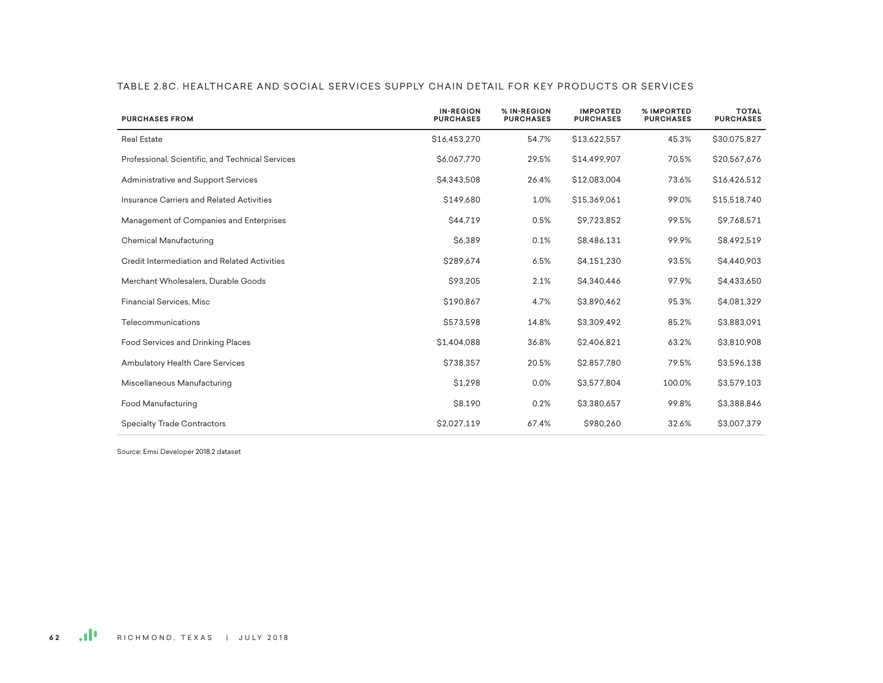TABLE 2.8C. HEALTHCARE AND SOCIAL SERVICES SUPPLY CHAIN DETAIL FOR KEY PRODUCTS OR SERVICES

| PURCHASES FROM | IN-REGION PURCHASES | % IN-REGION PURCHASES | IMPORTED PURCHASES | % IMPORTED PURCHASES | TOTAL PURCHASES |
|---|---|---|---|---|---|
| Real Estate | $16,453,270 | 54.7% | $13,622,557 | 45.3% | $30,075,827 |
| Professional, Scientific, and Technical Services | $6,067,770 | 29.5% | $14,499,907 | 70.5% | $20,567,676 |
| Administrative and Support Services | $4,343,508 | 26.4% | $12,083,004 | 73.6% | $16,426,512 |
| Insurance Carriers and Related Activities | $149,680 | 1.0% | $15,369,061 | 99.0% | $15,518,740 |
| Management of Companies and Enterprises | $44,719 | 0.5% | $9,723,852 | 99.5% | $9,768,571 |
| Chemical Manufacturing | $6,389 | 0.1% | $8,486,131 | 99.9% | $8,492,519 |
| Credit Intermediation and Related Activities | $289,674 | 6.5% | $4,151,230 | 93.5% | $4,440,903 |
| Merchant Wholesalers, Durable Goods | $93,205 | 2.1% | $4,340,446 | 97.9% | $4,433,650 |
| Financial Services, Misc | $190,867 | 4.7% | $3,890,462 | 95.3% | $4,081,329 |
| Telecommunications | $573,598 | 14.8% | $3,309,492 | 85.2% | $3,883,091 |
| Food Services and Drinking Places | $1,404,088 | 36.8% | $2,406,821 | 63.2% | $3,810,908 |
| Ambulatory Health Care Services | $738,357 | 20.5% | $2,857,780 | 79.5% | $3,596,138 |
| Miscellaneous Manufacturing | $1,298 | 0.0% | $3,577,804 | 100.0% | $3,579,103 |
| Food Manufacturing | $8,190 | 0.2% | $3,380,657 | 99.8% | $3,388,846 |
| Specialty Trade Contractors | $2,027,119 | 67.4% | $980,260 | 32.6% | $3,007,379 |

Source: Emsi Developer 2018.2 dataset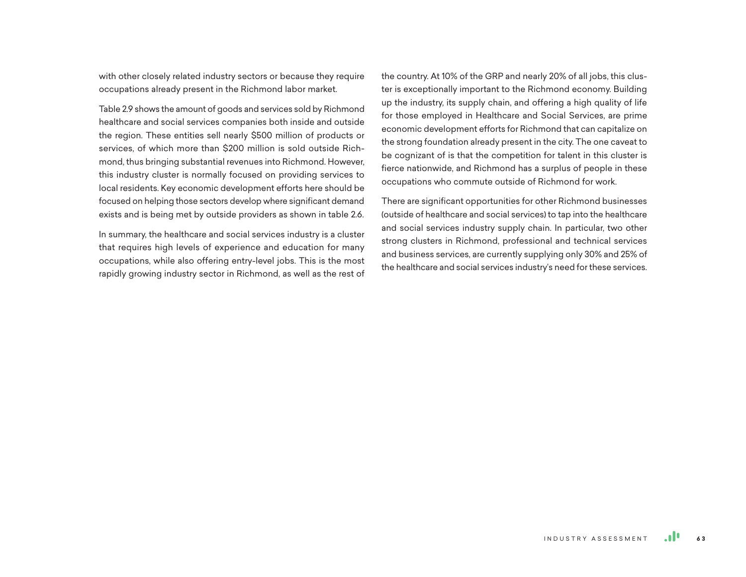with other closely related industry sectors or because they require occupations already present in the Richmond labor market.

Table 2.9 shows the amount of goods and services sold by Richmond healthcare and social services companies both inside and outside the region. These entities sell nearly $500 million of products or services, of which more than $200 million is sold outside Richmond, thus bringing substantial revenues into Richmond. However, this industry cluster is normally focused on providing services to local residents. Key economic development efforts here should be focused on helping those sectors develop where significant demand exists and is being met by outside providers as shown in table 2.6.

In summary, the healthcare and social services industry is a cluster that requires high levels of experience and education for many occupations, while also offering entry-level jobs. This is the most rapidly growing industry sector in Richmond, as well as the rest of the country. At 10% of the GRP and nearly 20% of all jobs, this cluster is exceptionally important to the Richmond economy. Building up the industry, its supply chain, and offering a high quality of life for those employed in Healthcare and Social Services, are prime economic development efforts for Richmond that can capitalize on the strong foundation already present in the city. The one caveat to be cognizant of is that the competition for talent in this cluster is fierce nationwide, and Richmond has a surplus of people in these occupations who commute outside of Richmond for work.

There are significant opportunities for other Richmond businesses (outside of healthcare and social services) to tap into the healthcare and social services industry supply chain. In particular, two other strong clusters in Richmond, professional and technical services and business services, are currently supplying only 30% and 25% of the healthcare and social services industry's need for these services.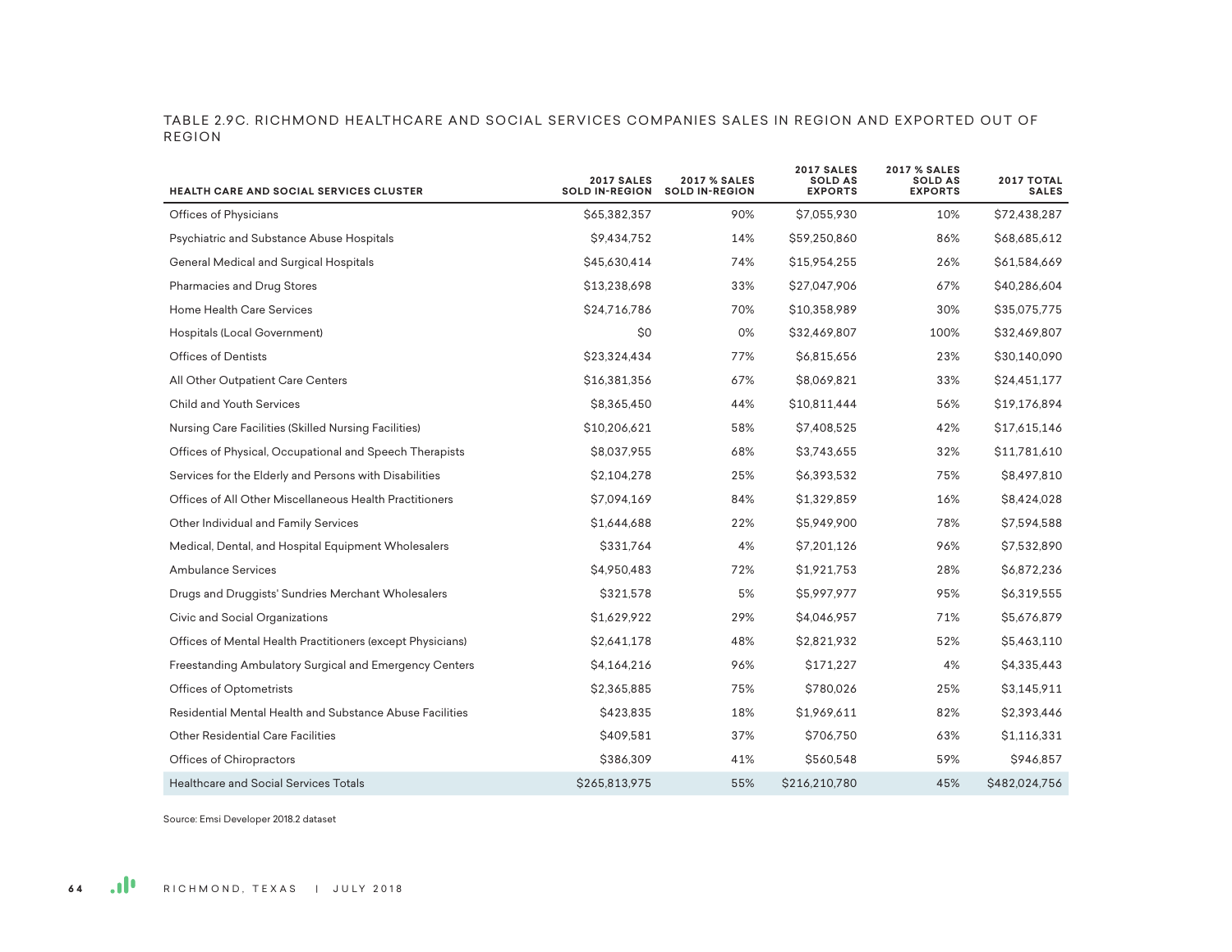TABLE 2.9C. RICHMOND HEALTHCARE AND SOCIAL SERVICES COMPANIES SALES IN REGION AND EXPORTED OUT OF REGION

| HEALTH CARE AND SOCIAL SERVICES CLUSTER | 2017 SALES SOLD IN-REGION | 2017 % SALES SOLD IN-REGION | 2017 SALES SOLD AS EXPORTS | 2017 % SALES SOLD AS EXPORTS | 2017 TOTAL SALES |
|---|---|---|---|---|---|
| Offices of Physicians | $65,382,357 | 90% | $7,055,930 | 10% | $72,438,287 |
| Psychiatric and Substance Abuse Hospitals | $9,434,752 | 14% | $59,250,860 | 86% | $68,685,612 |
| General Medical and Surgical Hospitals | $45,630,414 | 74% | $15,954,255 | 26% | $61,584,669 |
| Pharmacies and Drug Stores | $13,238,698 | 33% | $27,047,906 | 67% | $40,286,604 |
| Home Health Care Services | $24,716,786 | 70% | $10,358,989 | 30% | $35,075,775 |
| Hospitals (Local Government) | $0 | 0% | $32,469,807 | 100% | $32,469,807 |
| Offices of Dentists | $23,324,434 | 77% | $6,815,656 | 23% | $30,140,090 |
| All Other Outpatient Care Centers | $16,381,356 | 67% | $8,069,821 | 33% | $24,451,177 |
| Child and Youth Services | $8,365,450 | 44% | $10,811,444 | 56% | $19,176,894 |
| Nursing Care Facilities (Skilled Nursing Facilities) | $10,206,621 | 58% | $7,408,525 | 42% | $17,615,146 |
| Offices of Physical, Occupational and Speech Therapists | $8,037,955 | 68% | $3,743,655 | 32% | $11,781,610 |
| Services for the Elderly and Persons with Disabilities | $2,104,278 | 25% | $6,393,532 | 75% | $8,497,810 |
| Offices of All Other Miscellaneous Health Practitioners | $7,094,169 | 84% | $1,329,859 | 16% | $8,424,028 |
| Other Individual and Family Services | $1,644,688 | 22% | $5,949,900 | 78% | $7,594,588 |
| Medical, Dental, and Hospital Equipment Wholesalers | $331,764 | 4% | $7,201,126 | 96% | $7,532,890 |
| Ambulance Services | $4,950,483 | 72% | $1,921,753 | 28% | $6,872,236 |
| Drugs and Druggists' Sundries Merchant Wholesalers | $321,578 | 5% | $5,997,977 | 95% | $6,319,555 |
| Civic and Social Organizations | $1,629,922 | 29% | $4,046,957 | 71% | $5,676,879 |
| Offices of Mental Health Practitioners (except Physicians) | $2,641,178 | 48% | $2,821,932 | 52% | $5,463,110 |
| Freestanding Ambulatory Surgical and Emergency Centers | $4,164,216 | 96% | $171,227 | 4% | $4,335,443 |
| Offices of Optometrists | $2,365,885 | 75% | $780,026 | 25% | $3,145,911 |
| Residential Mental Health and Substance Abuse Facilities | $423,835 | 18% | $1,969,611 | 82% | $2,393,446 |
| Other Residential Care Facilities | $409,581 | 37% | $706,750 | 63% | $1,116,331 |
| Offices of Chiropractors | $386,309 | 41% | $560,548 | 59% | $946,857 |
| Healthcare and Social Services Totals | $265,813,975 | 55% | $216,210,780 | 45% | $482,024,756 |

Source: Emsi Developer 2018.2 dataset